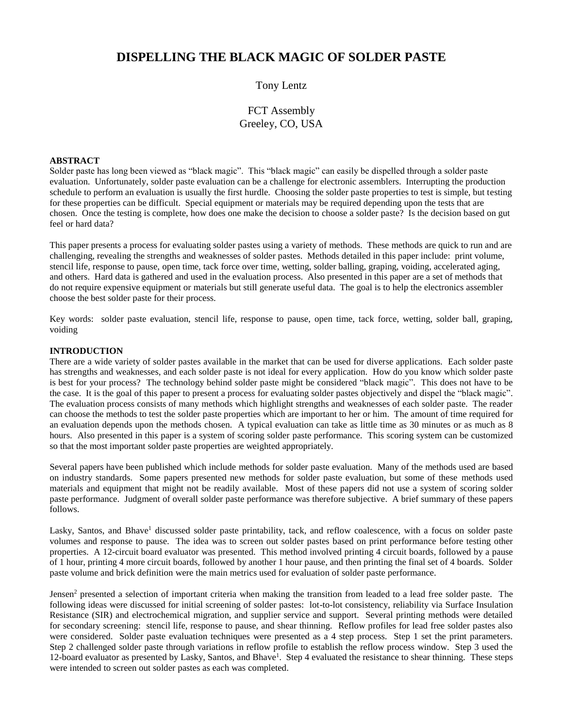# DISPELLING THE BLACK MAGIC OF SOLDER PASTE

Tony Lentz

FCT Assembly
Greeley, CO, USA

## ABSTRACT

Solder paste has long been viewed as "black magic". This "black magic" can easily be dispelled through a solder paste evaluation. Unfortunately, solder paste evaluation can be a challenge for electronic assemblers. Interrupting the production schedule to perform an evaluation is usually the first hurdle. Choosing the solder paste properties to test is simple, but testing for these properties can be difficult. Special equipment or materials may be required depending upon the tests that are chosen. Once the testing is complete, how does one make the decision to choose a solder paste? Is the decision based on gut feel or hard data?

This paper presents a process for evaluating solder pastes using a variety of methods. These methods are quick to run and are challenging, revealing the strengths and weaknesses of solder pastes. Methods detailed in this paper include: print volume, stencil life, response to pause, open time, tack force over time, wetting, solder balling, graping, voiding, accelerated aging, and others. Hard data is gathered and used in the evaluation process. Also presented in this paper are a set of methods that do not require expensive equipment or materials but still generate useful data. The goal is to help the electronics assembler choose the best solder paste for their process.

Key words: solder paste evaluation, stencil life, response to pause, open time, tack force, wetting, solder ball, graping, voiding

## INTRODUCTION

There are a wide variety of solder pastes available in the market that can be used for diverse applications. Each solder paste has strengths and weaknesses, and each solder paste is not ideal for every application. How do you know which solder paste is best for your process? The technology behind solder paste might be considered "black magic". This does not have to be the case. It is the goal of this paper to present a process for evaluating solder pastes objectively and dispel the "black magic". The evaluation process consists of many methods which highlight strengths and weaknesses of each solder paste. The reader can choose the methods to test the solder paste properties which are important to her or him. The amount of time required for an evaluation depends upon the methods chosen. A typical evaluation can take as little time as 30 minutes or as much as 8 hours. Also presented in this paper is a system of scoring solder paste performance. This scoring system can be customized so that the most important solder paste properties are weighted appropriately.

Several papers have been published which include methods for solder paste evaluation. Many of the methods used are based on industry standards. Some papers presented new methods for solder paste evaluation, but some of these methods used materials and equipment that might not be readily available. Most of these papers did not use a system of scoring solder paste performance. Judgment of overall solder paste performance was therefore subjective. A brief summary of these papers follows.

Lasky, Santos, and Bhave[1] discussed solder paste printability, tack, and reflow coalescence, with a focus on solder paste volumes and response to pause. The idea was to screen out solder pastes based on print performance before testing other properties. A 12-circuit board evaluator was presented. This method involved printing 4 circuit boards, followed by a pause of 1 hour, printing 4 more circuit boards, followed by another 1 hour pause, and then printing the final set of 4 boards. Solder paste volume and brick definition were the main metrics used for evaluation of solder paste performance.

Jensen[2] presented a selection of important criteria when making the transition from leaded to a lead free solder paste. The following ideas were discussed for initial screening of solder pastes: lot-to-lot consistency, reliability via Surface Insulation Resistance (SIR) and electrochemical migration, and supplier service and support. Several printing methods were detailed for secondary screening: stencil life, response to pause, and shear thinning. Reflow profiles for lead free solder pastes also were considered. Solder paste evaluation techniques were presented as a 4 step process. Step 1 set the print parameters. Step 2 challenged solder paste through variations in reflow profile to establish the reflow process window. Step 3 used the 12-board evaluator as presented by Lasky, Santos, and Bhave[1]. Step 4 evaluated the resistance to shear thinning. These steps were intended to screen out solder pastes as each was completed.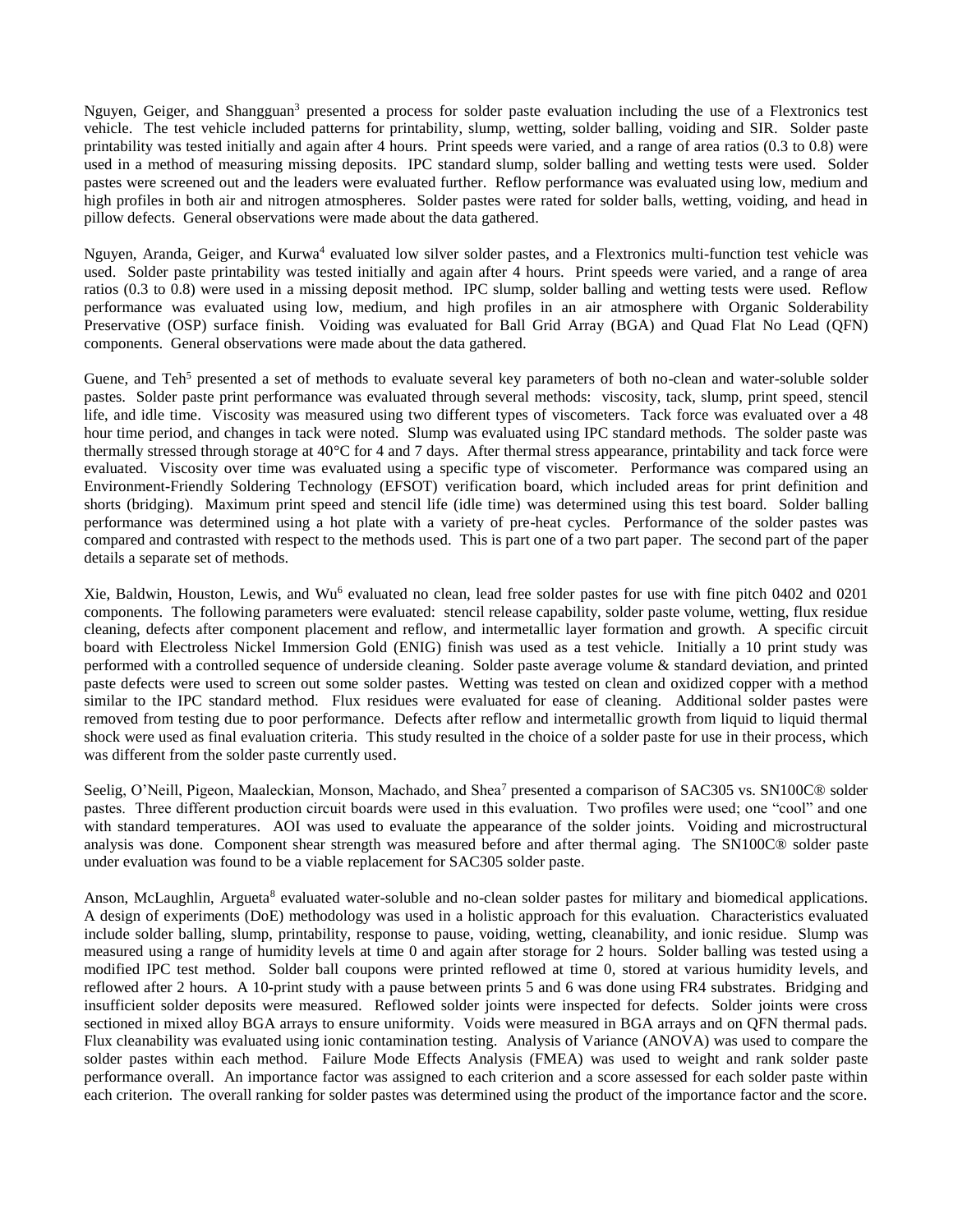Nguyen, Geiger, and Shangguan[3] presented a process for solder paste evaluation including the use of a Flextronics test vehicle. The test vehicle included patterns for printability, slump, wetting, solder balling, voiding and SIR. Solder paste printability was tested initially and again after 4 hours. Print speeds were varied, and a range of area ratios (0.3 to 0.8) were used in a method of measuring missing deposits. IPC standard slump, solder balling and wetting tests were used. Solder pastes were screened out and the leaders were evaluated further. Reflow performance was evaluated using low, medium and high profiles in both air and nitrogen atmospheres. Solder pastes were rated for solder balls, wetting, voiding, and head in pillow defects. General observations were made about the data gathered.

Nguyen, Aranda, Geiger, and Kurwa[4] evaluated low silver solder pastes, and a Flextronics multi-function test vehicle was used. Solder paste printability was tested initially and again after 4 hours. Print speeds were varied, and a range of area ratios (0.3 to 0.8) were used in a missing deposit method. IPC slump, solder balling and wetting tests were used. Reflow performance was evaluated using low, medium, and high profiles in an air atmosphere with Organic Solderability Preservative (OSP) surface finish. Voiding was evaluated for Ball Grid Array (BGA) and Quad Flat No Lead (QFN) components. General observations were made about the data gathered.

Guene, and Teh[5] presented a set of methods to evaluate several key parameters of both no-clean and water-soluble solder pastes. Solder paste print performance was evaluated through several methods: viscosity, tack, slump, print speed, stencil life, and idle time. Viscosity was measured using two different types of viscometers. Tack force was evaluated over a 48 hour time period, and changes in tack were noted. Slump was evaluated using IPC standard methods. The solder paste was thermally stressed through storage at 40°C for 4 and 7 days. After thermal stress appearance, printability and tack force were evaluated. Viscosity over time was evaluated using a specific type of viscometer. Performance was compared using an Environment-Friendly Soldering Technology (EFSOT) verification board, which included areas for print definition and shorts (bridging). Maximum print speed and stencil life (idle time) was determined using this test board. Solder balling performance was determined using a hot plate with a variety of pre-heat cycles. Performance of the solder pastes was compared and contrasted with respect to the methods used. This is part one of a two part paper. The second part of the paper details a separate set of methods.

Xie, Baldwin, Houston, Lewis, and Wu[6] evaluated no clean, lead free solder pastes for use with fine pitch 0402 and 0201 components. The following parameters were evaluated: stencil release capability, solder paste volume, wetting, flux residue cleaning, defects after component placement and reflow, and intermetallic layer formation and growth. A specific circuit board with Electroless Nickel Immersion Gold (ENIG) finish was used as a test vehicle. Initially a 10 print study was performed with a controlled sequence of underside cleaning. Solder paste average volume & standard deviation, and printed paste defects were used to screen out some solder pastes. Wetting was tested on clean and oxidized copper with a method similar to the IPC standard method. Flux residues were evaluated for ease of cleaning. Additional solder pastes were removed from testing due to poor performance. Defects after reflow and intermetallic growth from liquid to liquid thermal shock were used as final evaluation criteria. This study resulted in the choice of a solder paste for use in their process, which was different from the solder paste currently used.

Seelig, O'Neill, Pigeon, Maaleckian, Monson, Machado, and Shea[7] presented a comparison of SAC305 vs. SN100C® solder pastes. Three different production circuit boards were used in this evaluation. Two profiles were used; one "cool" and one with standard temperatures. AOI was used to evaluate the appearance of the solder joints. Voiding and microstructural analysis was done. Component shear strength was measured before and after thermal aging. The SN100C® solder paste under evaluation was found to be a viable replacement for SAC305 solder paste.

Anson, McLaughlin, Argueta[8] evaluated water-soluble and no-clean solder pastes for military and biomedical applications. A design of experiments (DoE) methodology was used in a holistic approach for this evaluation. Characteristics evaluated include solder balling, slump, printability, response to pause, voiding, wetting, cleanability, and ionic residue. Slump was measured using a range of humidity levels at time 0 and again after storage for 2 hours. Solder balling was tested using a modified IPC test method. Solder ball coupons were printed reflowed at time 0, stored at various humidity levels, and reflowed after 2 hours. A 10-print study with a pause between prints 5 and 6 was done using FR4 substrates. Bridging and insufficient solder deposits were measured. Reflowed solder joints were inspected for defects. Solder joints were cross sectioned in mixed alloy BGA arrays to ensure uniformity. Voids were measured in BGA arrays and on QFN thermal pads. Flux cleanability was evaluated using ionic contamination testing. Analysis of Variance (ANOVA) was used to compare the solder pastes within each method. Failure Mode Effects Analysis (FMEA) was used to weight and rank solder paste performance overall. An importance factor was assigned to each criterion and a score assessed for each solder paste within each criterion. The overall ranking for solder pastes was determined using the product of the importance factor and the score.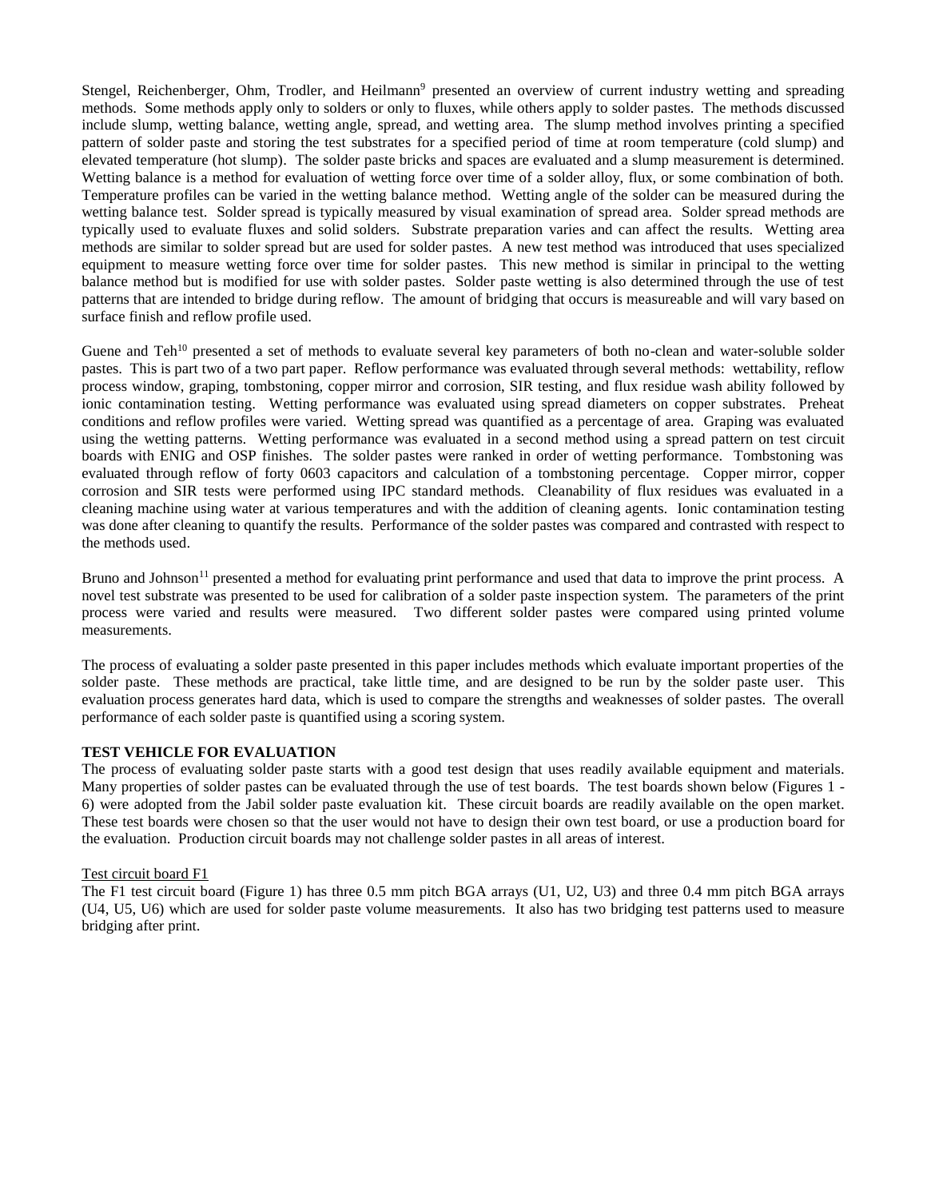Stengel, Reichenberger, Ohm, Trodler, and Heilmann[9] presented an overview of current industry wetting and spreading methods. Some methods apply only to solders or only to fluxes, while others apply to solder pastes. The methods discussed include slump, wetting balance, wetting angle, spread, and wetting area. The slump method involves printing a specified pattern of solder paste and storing the test substrates for a specified period of time at room temperature (cold slump) and elevated temperature (hot slump). The solder paste bricks and spaces are evaluated and a slump measurement is determined. Wetting balance is a method for evaluation of wetting force over time of a solder alloy, flux, or some combination of both. Temperature profiles can be varied in the wetting balance method. Wetting angle of the solder can be measured during the wetting balance test. Solder spread is typically measured by visual examination of spread area. Solder spread methods are typically used to evaluate fluxes and solid solders. Substrate preparation varies and can affect the results. Wetting area methods are similar to solder spread but are used for solder pastes. A new test method was introduced that uses specialized equipment to measure wetting force over time for solder pastes. This new method is similar in principal to the wetting balance method but is modified for use with solder pastes. Solder paste wetting is also determined through the use of test patterns that are intended to bridge during reflow. The amount of bridging that occurs is measureable and will vary based on surface finish and reflow profile used.

Guene and Teh[10] presented a set of methods to evaluate several key parameters of both no-clean and water-soluble solder pastes. This is part two of a two part paper. Reflow performance was evaluated through several methods: wettability, reflow process window, graping, tombstoning, copper mirror and corrosion, SIR testing, and flux residue wash ability followed by ionic contamination testing. Wetting performance was evaluated using spread diameters on copper substrates. Preheat conditions and reflow profiles were varied. Wetting spread was quantified as a percentage of area. Graping was evaluated using the wetting patterns. Wetting performance was evaluated in a second method using a spread pattern on test circuit boards with ENIG and OSP finishes. The solder pastes were ranked in order of wetting performance. Tombstoning was evaluated through reflow of forty 0603 capacitors and calculation of a tombstoning percentage. Copper mirror, copper corrosion and SIR tests were performed using IPC standard methods. Cleanability of flux residues was evaluated in a cleaning machine using water at various temperatures and with the addition of cleaning agents. Ionic contamination testing was done after cleaning to quantify the results. Performance of the solder pastes was compared and contrasted with respect to the methods used.

Bruno and Johnson[11] presented a method for evaluating print performance and used that data to improve the print process. A novel test substrate was presented to be used for calibration of a solder paste inspection system. The parameters of the print process were varied and results were measured. Two different solder pastes were compared using printed volume measurements.

The process of evaluating a solder paste presented in this paper includes methods which evaluate important properties of the solder paste. These methods are practical, take little time, and are designed to be run by the solder paste user. This evaluation process generates hard data, which is used to compare the strengths and weaknesses of solder pastes. The overall performance of each solder paste is quantified using a scoring system.

## TEST VEHICLE FOR EVALUATION

The process of evaluating solder paste starts with a good test design that uses readily available equipment and materials. Many properties of solder pastes can be evaluated through the use of test boards. The test boards shown below (Figures 1 - 6) were adopted from the Jabil solder paste evaluation kit. These circuit boards are readily available on the open market. These test boards were chosen so that the user would not have to design their own test board, or use a production board for the evaluation. Production circuit boards may not challenge solder pastes in all areas of interest.

Test circuit board F1

The F1 test circuit board (Figure 1) has three 0.5 mm pitch BGA arrays (U1, U2, U3) and three 0.4 mm pitch BGA arrays (U4, U5, U6) which are used for solder paste volume measurements. It also has two bridging test patterns used to measure bridging after print.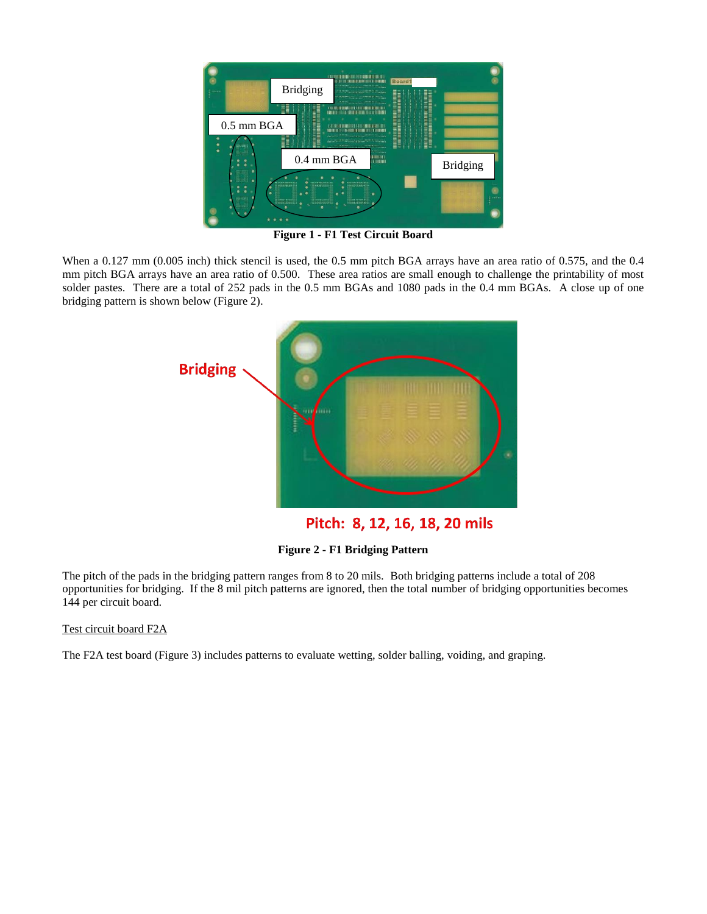Figure 1 - F1 Test Circuit Board

When a 0.127 mm (0.005 inch) thick stencil is used, the 0.5 mm pitch BGA arrays have an area ratio of 0.575, and the 0.4 mm pitch BGA arrays have an area ratio of 0.500. These area ratios are small enough to challenge the printability of most solder pastes. There are a total of 252 pads in the 0.5 mm BGAs and 1080 pads in the 0.4 mm BGAs. A close up of one bridging pattern is shown below (Figure 2).

Figure 2 - F1 Bridging Pattern

The pitch of the pads in the bridging pattern ranges from 8 to 20 mils. Both bridging patterns include a total of 208 opportunities for bridging. If the 8 mil pitch patterns are ignored, then the total number of bridging opportunities becomes 144 per circuit board.

Test circuit board F2A

The F2A test board (Figure 3) includes patterns to evaluate wetting, solder balling, voiding, and graping.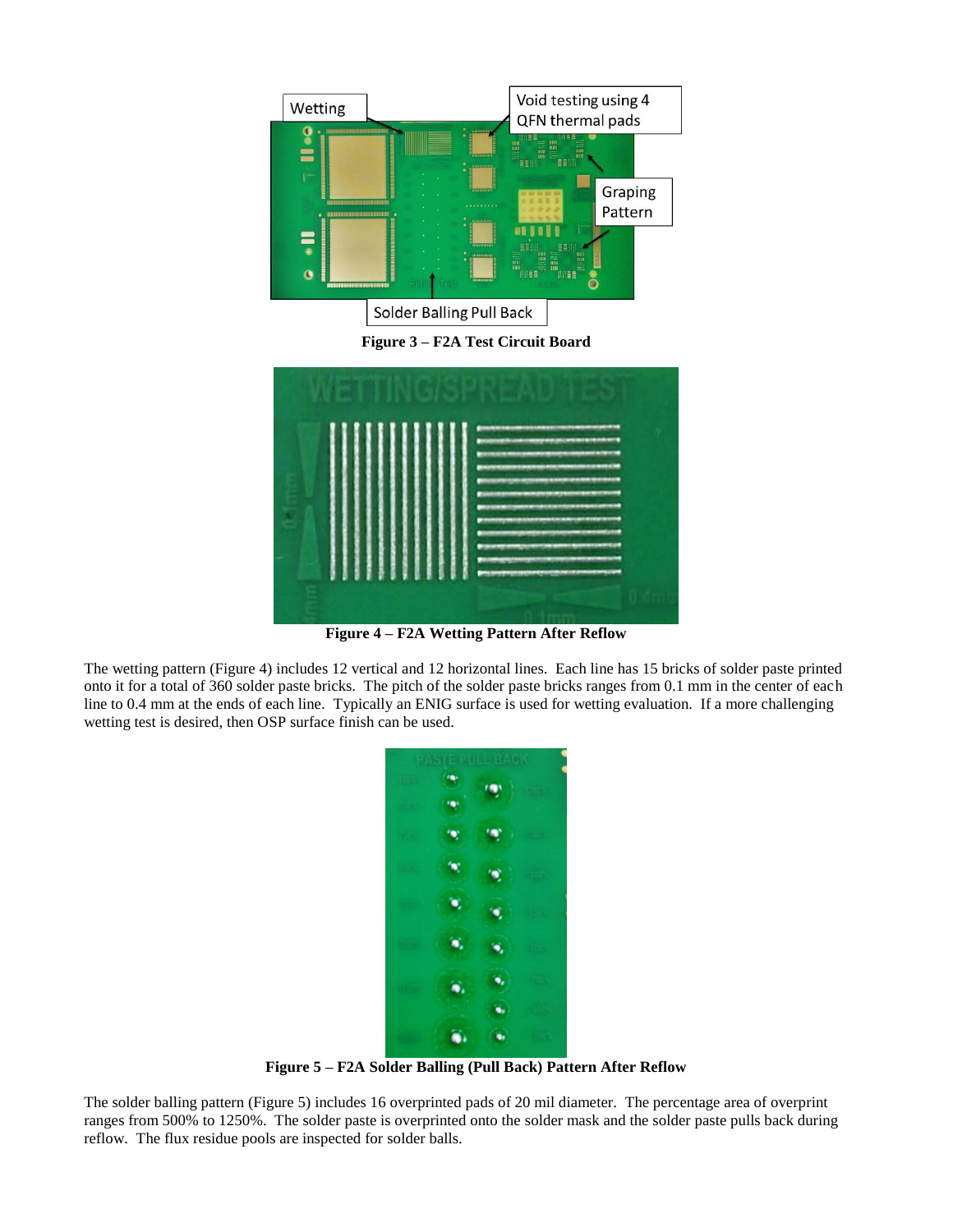Figure 3 – F2A Test Circuit Board

Figure 4 – F2A Wetting Pattern After Reflow

The wetting pattern (Figure 4) includes 12 vertical and 12 horizontal lines. Each line has 15 bricks of solder paste printed onto it for a total of 360 solder paste bricks. The pitch of the solder paste bricks ranges from 0.1 mm in the center of each line to 0.4 mm at the ends of each line. Typically an ENIG surface is used for wetting evaluation. If a more challenging wetting test is desired, then OSP surface finish can be used.

Figure 5 – F2A Solder Balling (Pull Back) Pattern After Reflow

The solder balling pattern (Figure 5) includes 16 overprinted pads of 20 mil diameter. The percentage area of overprint ranges from 500% to 1250%. The solder paste is overprinted onto the solder mask and the solder paste pulls back during reflow. The flux residue pools are inspected for solder balls.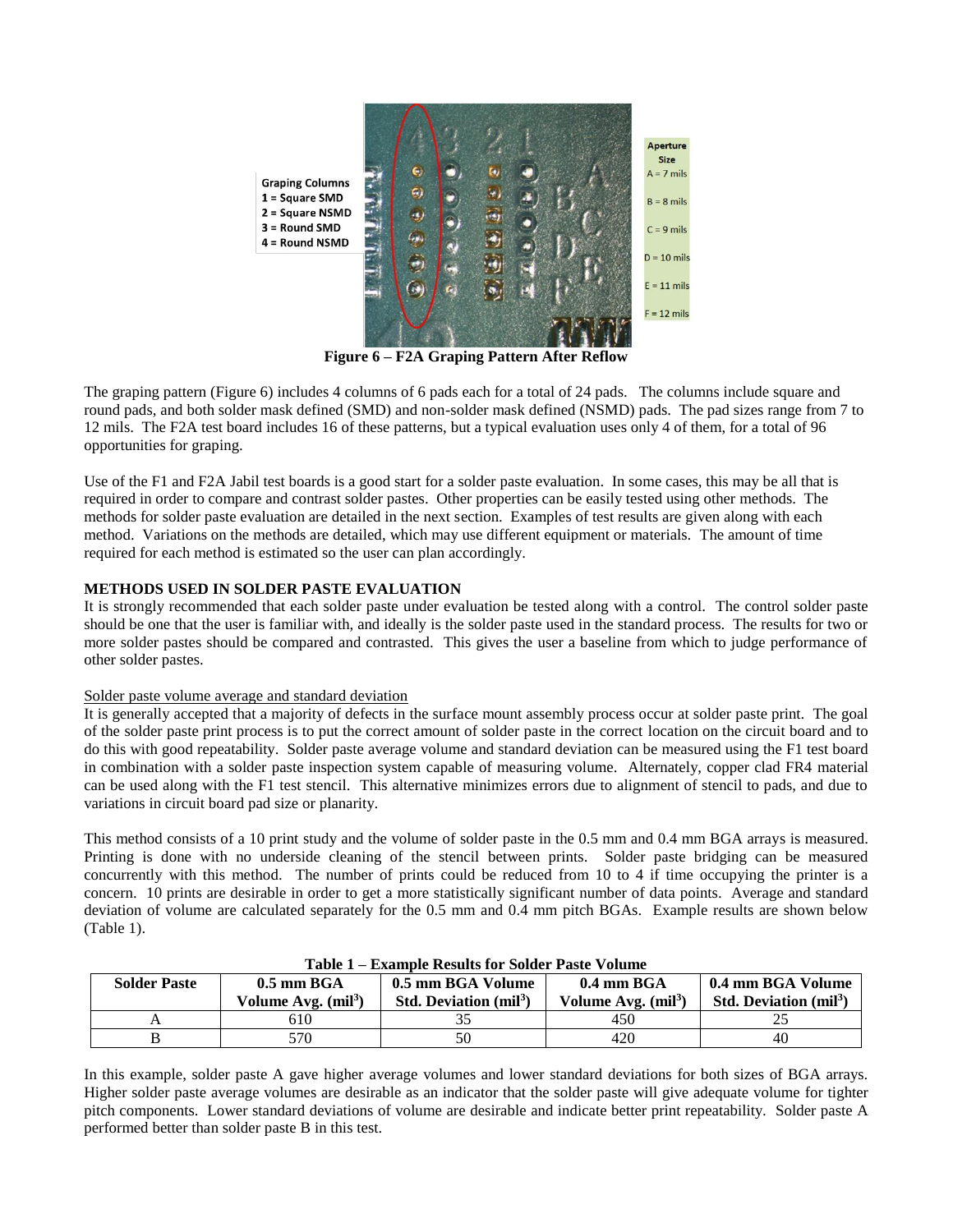Figure 6 – F2A Graping Pattern After Reflow

The graping pattern (Figure 6) includes 4 columns of 6 pads each for a total of 24 pads. The columns include square and round pads, and both solder mask defined (SMD) and non-solder mask defined (NSMD) pads. The pad sizes range from 7 to 12 mils. The F2A test board includes 16 of these patterns, but a typical evaluation uses only 4 of them, for a total of 96 opportunities for graping.

Use of the F1 and F2A Jabil test boards is a good start for a solder paste evaluation. In some cases, this may be all that is required in order to compare and contrast solder pastes. Other properties can be easily tested using other methods. The methods for solder paste evaluation are detailed in the next section. Examples of test results are given along with each method. Variations on the methods are detailed, which may use different equipment or materials. The amount of time required for each method is estimated so the user can plan accordingly.

## METHODS USED IN SOLDER PASTE EVALUATION

It is strongly recommended that each solder paste under evaluation be tested along with a control. The control solder paste should be one that the user is familiar with, and ideally is the solder paste used in the standard process. The results for two or more solder pastes should be compared and contrasted. This gives the user a baseline from which to judge performance of other solder pastes.

### Solder paste volume average and standard deviation

It is generally accepted that a majority of defects in the surface mount assembly process occur at solder paste print. The goal of the solder paste print process is to put the correct amount of solder paste in the correct location on the circuit board and to do this with good repeatability. Solder paste average volume and standard deviation can be measured using the F1 test board in combination with a solder paste inspection system capable of measuring volume. Alternately, copper clad FR4 material can be used along with the F1 test stencil. This alternative minimizes errors due to alignment of stencil to pads, and due to variations in circuit board pad size or planarity.

This method consists of a 10 print study and the volume of solder paste in the 0.5 mm and 0.4 mm BGA arrays is measured. Printing is done with no underside cleaning of the stencil between prints. Solder paste bridging can be measured concurrently with this method. The number of prints could be reduced from 10 to 4 if time occupying the printer is a concern. 10 prints are desirable in order to get a more statistically significant number of data points. Average and standard deviation of volume are calculated separately for the 0.5 mm and 0.4 mm pitch BGAs. Example results are shown below (Table 1).

**Table 1 – Example Results for Solder Paste Volume**

| Solder Paste | 0.5 mm BGA Volume Avg. ($mil^3$) | 0.5 mm BGA Volume Std. Deviation ($mil^3$) | 0.4 mm BGA Volume Avg. ($mil^3$) | 0.4 mm BGA Volume Std. Deviation ($mil^3$) |
|---|---|---|---|---|
| A | 610 | 35 | 450 | 25 |
| B | 570 | 50 | 420 | 40 |

In this example, solder paste A gave higher average volumes and lower standard deviations for both sizes of BGA arrays. Higher solder paste average volumes are desirable as an indicator that the solder paste will give adequate volume for tighter pitch components. Lower standard deviations of volume are desirable and indicate better print repeatability. Solder paste A performed better than solder paste B in this test.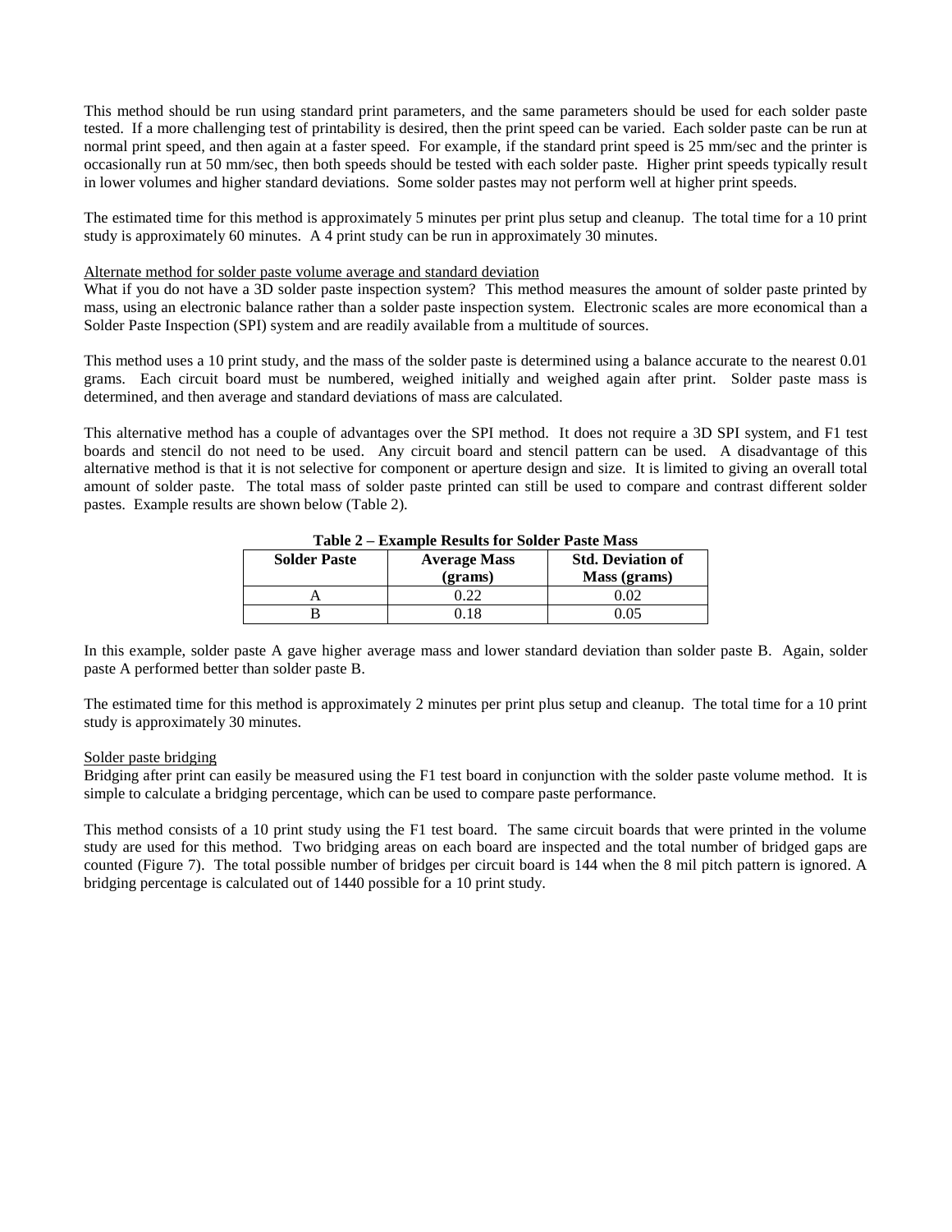This method should be run using standard print parameters, and the same parameters should be used for each solder paste tested. If a more challenging test of printability is desired, then the print speed can be varied. Each solder paste can be run at normal print speed, and then again at a faster speed. For example, if the standard print speed is 25 mm/sec and the printer is occasionally run at 50 mm/sec, then both speeds should be tested with each solder paste. Higher print speeds typically result in lower volumes and higher standard deviations. Some solder pastes may not perform well at higher print speeds.

The estimated time for this method is approximately 5 minutes per print plus setup and cleanup. The total time for a 10 print study is approximately 60 minutes. A 4 print study can be run in approximately 30 minutes.

Alternate method for solder paste volume average and standard deviation

What if you do not have a 3D solder paste inspection system? This method measures the amount of solder paste printed by mass, using an electronic balance rather than a solder paste inspection system. Electronic scales are more economical than a Solder Paste Inspection (SPI) system and are readily available from a multitude of sources.

This method uses a 10 print study, and the mass of the solder paste is determined using a balance accurate to the nearest 0.01 grams. Each circuit board must be numbered, weighed initially and weighed again after print. Solder paste mass is determined, and then average and standard deviations of mass are calculated.

This alternative method has a couple of advantages over the SPI method. It does not require a 3D SPI system, and F1 test boards and stencil do not need to be used. Any circuit board and stencil pattern can be used. A disadvantage of this alternative method is that it is not selective for component or aperture design and size. It is limited to giving an overall total amount of solder paste. The total mass of solder paste printed can still be used to compare and contrast different solder pastes. Example results are shown below (Table 2).

**Table 2 – Example Results for Solder Paste Mass**

| Solder Paste | Average Mass (grams) | Std. Deviation of Mass (grams) |
|---|---|---|
| A | 0.22 | 0.02 |
| B | 0.18 | 0.05 |

In this example, solder paste A gave higher average mass and lower standard deviation than solder paste B. Again, solder paste A performed better than solder paste B.

The estimated time for this method is approximately 2 minutes per print plus setup and cleanup. The total time for a 10 print study is approximately 30 minutes.

Solder paste bridging

Bridging after print can easily be measured using the F1 test board in conjunction with the solder paste volume method. It is simple to calculate a bridging percentage, which can be used to compare paste performance.

This method consists of a 10 print study using the F1 test board. The same circuit boards that were printed in the volume study are used for this method. Two bridging areas on each board are inspected and the total number of bridged gaps are counted (Figure 7). The total possible number of bridges per circuit board is 144 when the 8 mil pitch pattern is ignored. A bridging percentage is calculated out of 1440 possible for a 10 print study.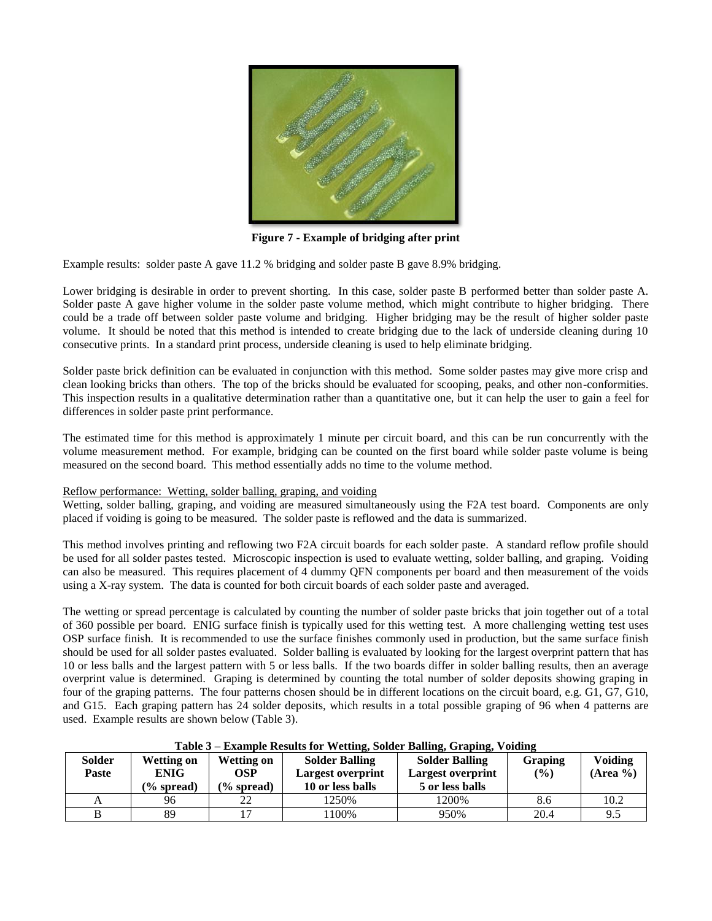**Figure 7 - Example of bridging after print**

Example results: solder paste A gave 11.2 % bridging and solder paste B gave 8.9% bridging.

Lower bridging is desirable in order to prevent shorting. In this case, solder paste B performed better than solder paste A. Solder paste A gave higher volume in the solder paste volume method, which might contribute to higher bridging. There could be a trade off between solder paste volume and bridging. Higher bridging may be the result of higher solder paste volume. It should be noted that this method is intended to create bridging due to the lack of underside cleaning during 10 consecutive prints. In a standard print process, underside cleaning is used to help eliminate bridging.

Solder paste brick definition can be evaluated in conjunction with this method. Some solder pastes may give more crisp and clean looking bricks than others. The top of the bricks should be evaluated for scooping, peaks, and other non-conformities. This inspection results in a qualitative determination rather than a quantitative one, but it can help the user to gain a feel for differences in solder paste print performance.

The estimated time for this method is approximately 1 minute per circuit board, and this can be run concurrently with the volume measurement method. For example, bridging can be counted on the first board while solder paste volume is being measured on the second board. This method essentially adds no time to the volume method.

Reflow performance: Wetting, solder balling, graping, and voiding

Wetting, solder balling, graping, and voiding are measured simultaneously using the F2A test board. Components are only placed if voiding is going to be measured. The solder paste is reflowed and the data is summarized.

This method involves printing and reflowing two F2A circuit boards for each solder paste. A standard reflow profile should be used for all solder pastes tested. Microscopic inspection is used to evaluate wetting, solder balling, and graping. Voiding can also be measured. This requires placement of 4 dummy QFN components per board and then measurement of the voids using a X-ray system. The data is counted for both circuit boards of each solder paste and averaged.

The wetting or spread percentage is calculated by counting the number of solder paste bricks that join together out of a total of 360 possible per board. ENIG surface finish is typically used for this wetting test. A more challenging wetting test uses OSP surface finish. It is recommended to use the surface finishes commonly used in production, but the same surface finish should be used for all solder pastes evaluated. Solder balling is evaluated by looking for the largest overprint pattern that has 10 or less balls and the largest pattern with 5 or less balls. If the two boards differ in solder balling results, then an average overprint value is determined. Graping is determined by counting the total number of solder deposits showing graping in four of the graping patterns. The four patterns chosen should be in different locations on the circuit board, e.g. G1, G7, G10, and G15. Each graping pattern has 24 solder deposits, which results in a total possible graping of 96 when 4 patterns are used. Example results are shown below (Table 3).

**Table 3 – Example Results for Wetting, Solder Balling, Graping, Voiding**

| Solder Paste | Wetting on ENIG (% spread) | Wetting on OSP (% spread) | Solder Balling Largest overprint 10 or less balls | Solder Balling Largest overprint 5 or less balls | Graping (%) | Voiding (Area %) |
|---|---|---|---|---|---|---|
| A | 96 | 22 | 1250% | 1200% | 8.6 | 10.2 |
| B | 89 | 17 | 1100% | 950% | 20.4 | 9.5 |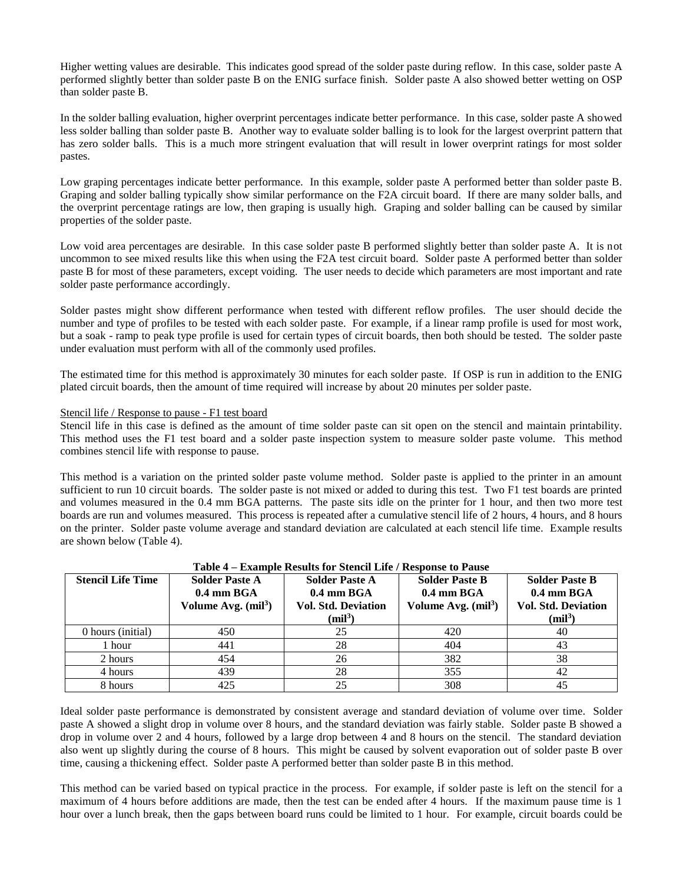Higher wetting values are desirable. This indicates good spread of the solder paste during reflow. In this case, solder paste A performed slightly better than solder paste B on the ENIG surface finish. Solder paste A also showed better wetting on OSP than solder paste B.

In the solder balling evaluation, higher overprint percentages indicate better performance. In this case, solder paste A showed less solder balling than solder paste B. Another way to evaluate solder balling is to look for the largest overprint pattern that has zero solder balls. This is a much more stringent evaluation that will result in lower overprint ratings for most solder pastes.

Low graping percentages indicate better performance. In this example, solder paste A performed better than solder paste B. Graping and solder balling typically show similar performance on the F2A circuit board. If there are many solder balls, and the overprint percentage ratings are low, then graping is usually high. Graping and solder balling can be caused by similar properties of the solder paste.

Low void area percentages are desirable. In this case solder paste B performed slightly better than solder paste A. It is not uncommon to see mixed results like this when using the F2A test circuit board. Solder paste A performed better than solder paste B for most of these parameters, except voiding. The user needs to decide which parameters are most important and rate solder paste performance accordingly.

Solder pastes might show different performance when tested with different reflow profiles. The user should decide the number and type of profiles to be tested with each solder paste. For example, if a linear ramp profile is used for most work, but a soak - ramp to peak type profile is used for certain types of circuit boards, then both should be tested. The solder paste under evaluation must perform with all of the commonly used profiles.

The estimated time for this method is approximately 30 minutes for each solder paste. If OSP is run in addition to the ENIG plated circuit boards, then the amount of time required will increase by about 20 minutes per solder paste.

Stencil life / Response to pause - F1 test board

Stencil life in this case is defined as the amount of time solder paste can sit open on the stencil and maintain printability. This method uses the F1 test board and a solder paste inspection system to measure solder paste volume. This method combines stencil life with response to pause.

This method is a variation on the printed solder paste volume method. Solder paste is applied to the printer in an amount sufficient to run 10 circuit boards. The solder paste is not mixed or added to during this test. Two F1 test boards are printed and volumes measured in the 0.4 mm BGA patterns. The paste sits idle on the printer for 1 hour, and then two more test boards are run and volumes measured. This process is repeated after a cumulative stencil life of 2 hours, 4 hours, and 8 hours on the printer. Solder paste volume average and standard deviation are calculated at each stencil life time. Example results are shown below (Table 4).

**Table 4 – Example Results for Stencil Life / Response to Pause**

| Stencil Life Time | Solder Paste A 0.4 mm BGA Volume Avg. (mil$^3$) | Solder Paste A 0.4 mm BGA Vol. Std. Deviation (mil$^3$) | Solder Paste B 0.4 mm BGA Volume Avg. (mil$^3$) | Solder Paste B 0.4 mm BGA Vol. Std. Deviation (mil$^3$) |
|---|---|---|---|---|
| 0 hours (initial) | 450 | 25 | 420 | 40 |
| 1 hour | 441 | 28 | 404 | 43 |
| 2 hours | 454 | 26 | 382 | 38 |
| 4 hours | 439 | 28 | 355 | 42 |
| 8 hours | 425 | 25 | 308 | 45 |

Ideal solder paste performance is demonstrated by consistent average and standard deviation of volume over time. Solder paste A showed a slight drop in volume over 8 hours, and the standard deviation was fairly stable. Solder paste B showed a drop in volume over 2 and 4 hours, followed by a large drop between 4 and 8 hours on the stencil. The standard deviation also went up slightly during the course of 8 hours. This might be caused by solvent evaporation out of solder paste B over time, causing a thickening effect. Solder paste A performed better than solder paste B in this method.

This method can be varied based on typical practice in the process. For example, if solder paste is left on the stencil for a maximum of 4 hours before additions are made, then the test can be ended after 4 hours. If the maximum pause time is 1 hour over a lunch break, then the gaps between board runs could be limited to 1 hour. For example, circuit boards could be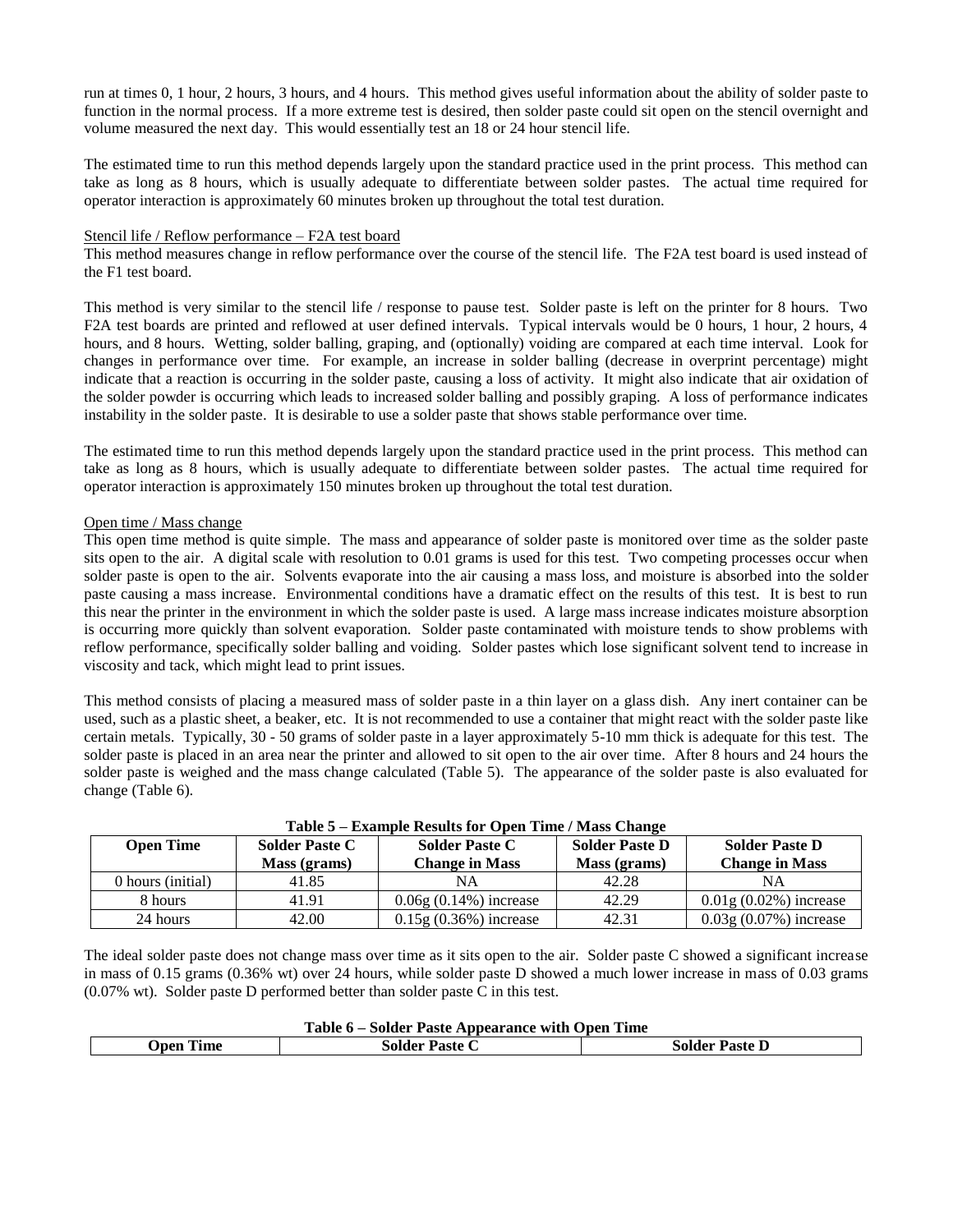run at times 0, 1 hour, 2 hours, 3 hours, and 4 hours. This method gives useful information about the ability of solder paste to function in the normal process. If a more extreme test is desired, then solder paste could sit open on the stencil overnight and volume measured the next day. This would essentially test an 18 or 24 hour stencil life.

The estimated time to run this method depends largely upon the standard practice used in the print process. This method can take as long as 8 hours, which is usually adequate to differentiate between solder pastes. The actual time required for operator interaction is approximately 60 minutes broken up throughout the total test duration.

Stencil life / Reflow performance – F2A test board

This method measures change in reflow performance over the course of the stencil life. The F2A test board is used instead of the F1 test board.

This method is very similar to the stencil life / response to pause test. Solder paste is left on the printer for 8 hours. Two F2A test boards are printed and reflowed at user defined intervals. Typical intervals would be 0 hours, 1 hour, 2 hours, 4 hours, and 8 hours. Wetting, solder balling, graping, and (optionally) voiding are compared at each time interval. Look for changes in performance over time. For example, an increase in solder balling (decrease in overprint percentage) might indicate that a reaction is occurring in the solder paste, causing a loss of activity. It might also indicate that air oxidation of the solder powder is occurring which leads to increased solder balling and possibly graping. A loss of performance indicates instability in the solder paste. It is desirable to use a solder paste that shows stable performance over time.

The estimated time to run this method depends largely upon the standard practice used in the print process. This method can take as long as 8 hours, which is usually adequate to differentiate between solder pastes. The actual time required for operator interaction is approximately 150 minutes broken up throughout the total test duration.

Open time / Mass change

This open time method is quite simple. The mass and appearance of solder paste is monitored over time as the solder paste sits open to the air. A digital scale with resolution to 0.01 grams is used for this test. Two competing processes occur when solder paste is open to the air. Solvents evaporate into the air causing a mass loss, and moisture is absorbed into the solder paste causing a mass increase. Environmental conditions have a dramatic effect on the results of this test. It is best to run this near the printer in the environment in which the solder paste is used. A large mass increase indicates moisture absorption is occurring more quickly than solvent evaporation. Solder paste contaminated with moisture tends to show problems with reflow performance, specifically solder balling and voiding. Solder pastes which lose significant solvent tend to increase in viscosity and tack, which might lead to print issues.

This method consists of placing a measured mass of solder paste in a thin layer on a glass dish. Any inert container can be used, such as a plastic sheet, a beaker, etc. It is not recommended to use a container that might react with the solder paste like certain metals. Typically, 30 - 50 grams of solder paste in a layer approximately 5-10 mm thick is adequate for this test. The solder paste is placed in an area near the printer and allowed to sit open to the air over time. After 8 hours and 24 hours the solder paste is weighed and the mass change calculated (Table 5). The appearance of the solder paste is also evaluated for change (Table 6).

**Table 5 – Example Results for Open Time / Mass Change**

| Open Time | Solder Paste C Mass (grams) | Solder Paste C Change in Mass | Solder Paste D Mass (grams) | Solder Paste D Change in Mass |
|---|---|---|---|---|
| 0 hours (initial) | 41.85 | NA | 42.28 | NA |
| 8 hours | 41.91 | 0.06g (0.14%) increase | 42.29 | 0.01g (0.02%) increase |
| 24 hours | 42.00 | 0.15g (0.36%) increase | 42.31 | 0.03g (0.07%) increase |

The ideal solder paste does not change mass over time as it sits open to the air. Solder paste C showed a significant increase in mass of 0.15 grams (0.36% wt) over 24 hours, while solder paste D showed a much lower increase in mass of 0.03 grams (0.07% wt). Solder paste D performed better than solder paste C in this test.

**Table 6 – Solder Paste Appearance with Open Time**

| Open Time | Solder Paste C | Solder Paste D |
|---|---|---|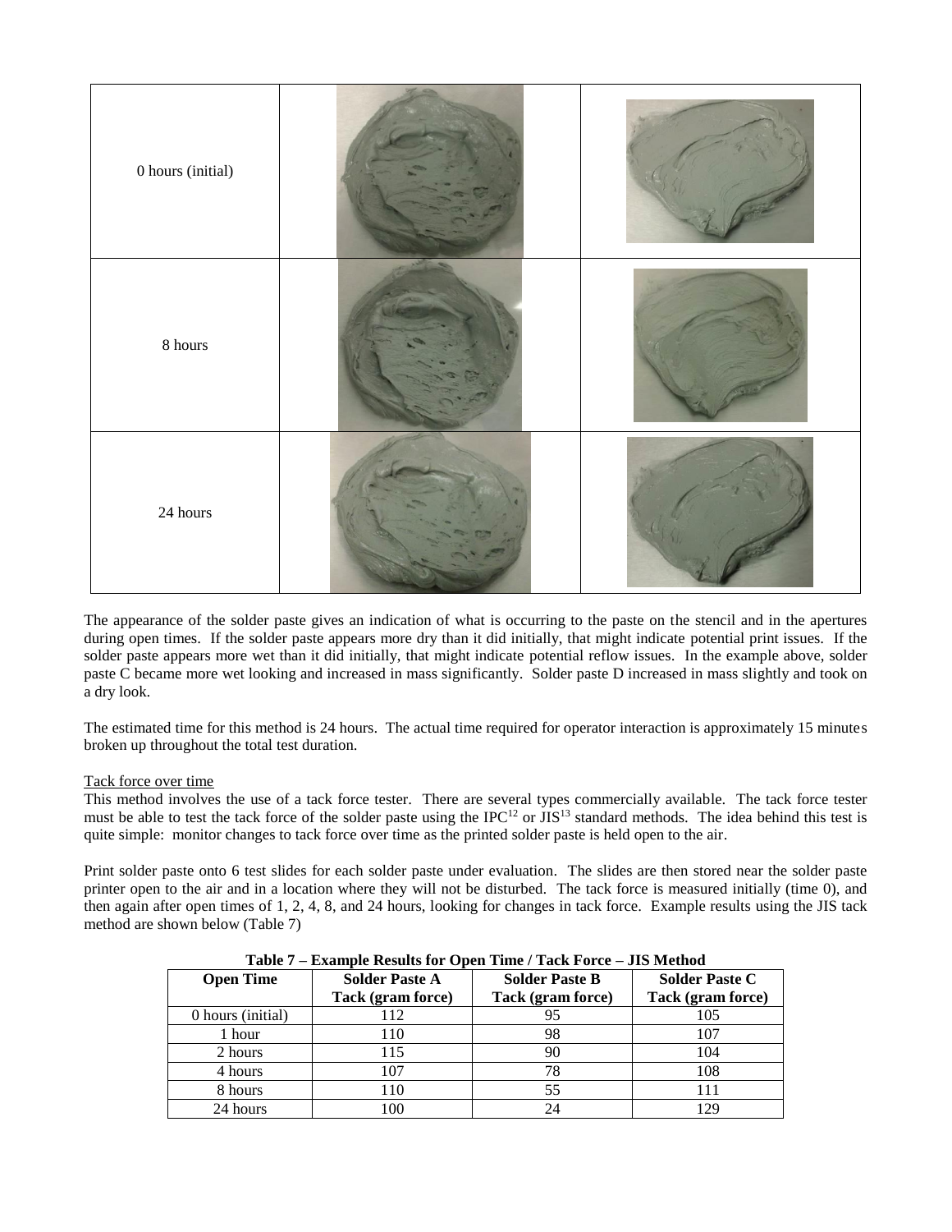| | | |
|---|---|---|
| 0 hours (initial) | | |
| 8 hours | | |
| 24 hours | | |

The appearance of the solder paste gives an indication of what is occurring to the paste on the stencil and in the apertures during open times. If the solder paste appears more dry than it did initially, that might indicate potential print issues. If the solder paste appears more wet than it did initially, that might indicate potential reflow issues. In the example above, solder paste C became more wet looking and increased in mass significantly. Solder paste D increased in mass slightly and took on a dry look.

The estimated time for this method is 24 hours. The actual time required for operator interaction is approximately 15 minutes broken up throughout the total test duration.

Tack force over time

This method involves the use of a tack force tester. There are several types commercially available. The tack force tester must be able to test the tack force of the solder paste using the IPC[12] or JIS[13] standard methods. The idea behind this test is quite simple: monitor changes to tack force over time as the printed solder paste is held open to the air.

Print solder paste onto 6 test slides for each solder paste under evaluation. The slides are then stored near the solder paste printer open to the air and in a location where they will not be disturbed. The tack force is measured initially (time 0), and then again after open times of 1, 2, 4, 8, and 24 hours, looking for changes in tack force. Example results using the JIS tack method are shown below (Table 7)

**Table 7 – Example Results for Open Time / Tack Force – JIS Method**

| Open Time | Solder Paste A Tack (gram force) | Solder Paste B Tack (gram force) | Solder Paste C Tack (gram force) |
|---|---|---|---|
| 0 hours (initial) | 112 | 95 | 105 |
| 1 hour | 110 | 98 | 107 |
| 2 hours | 115 | 90 | 104 |
| 4 hours | 107 | 78 | 108 |
| 8 hours | 110 | 55 | 111 |
| 24 hours | 100 | 24 | 129 |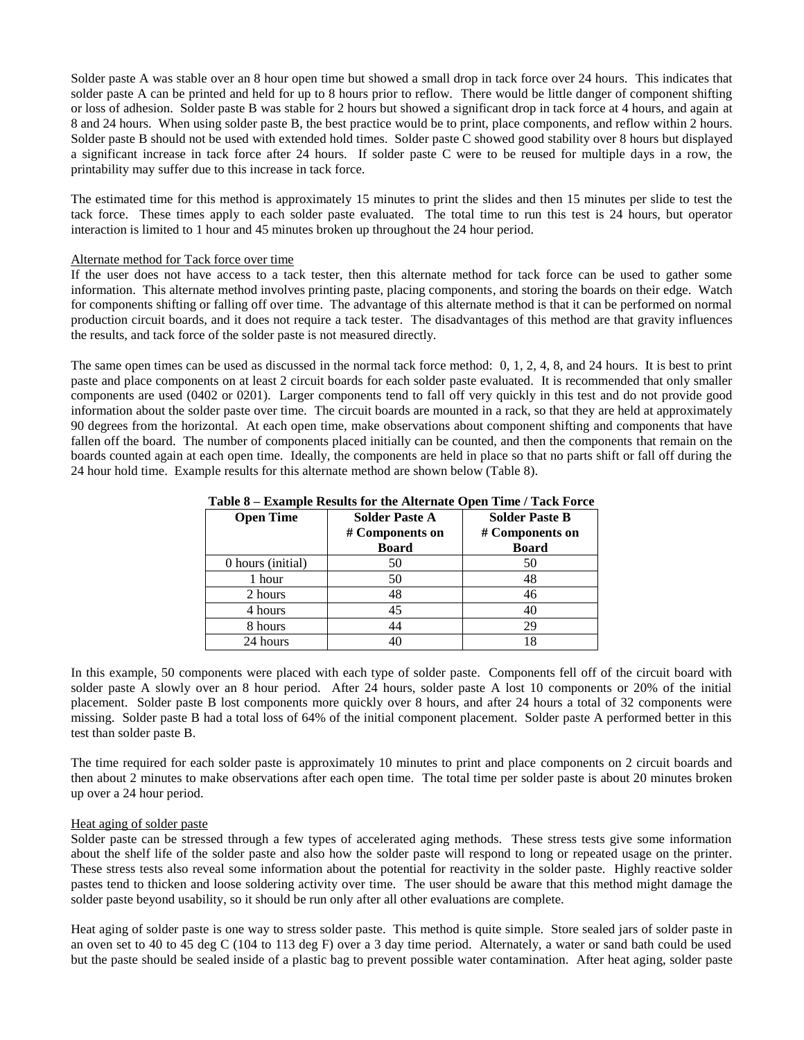Solder paste A was stable over an 8 hour open time but showed a small drop in tack force over 24 hours. This indicates that solder paste A can be printed and held for up to 8 hours prior to reflow. There would be little danger of component shifting or loss of adhesion. Solder paste B was stable for 2 hours but showed a significant drop in tack force at 4 hours, and again at 8 and 24 hours. When using solder paste B, the best practice would be to print, place components, and reflow within 2 hours. Solder paste B should not be used with extended hold times. Solder paste C showed good stability over 8 hours but displayed a significant increase in tack force after 24 hours. If solder paste C were to be reused for multiple days in a row, the printability may suffer due to this increase in tack force.

The estimated time for this method is approximately 15 minutes to print the slides and then 15 minutes per slide to test the tack force. These times apply to each solder paste evaluated. The total time to run this test is 24 hours, but operator interaction is limited to 1 hour and 45 minutes broken up throughout the 24 hour period.

Alternate method for Tack force over time

If the user does not have access to a tack tester, then this alternate method for tack force can be used to gather some information. This alternate method involves printing paste, placing components, and storing the boards on their edge. Watch for components shifting or falling off over time. The advantage of this alternate method is that it can be performed on normal production circuit boards, and it does not require a tack tester. The disadvantages of this method are that gravity influences the results, and tack force of the solder paste is not measured directly.

The same open times can be used as discussed in the normal tack force method: 0, 1, 2, 4, 8, and 24 hours. It is best to print paste and place components on at least 2 circuit boards for each solder paste evaluated. It is recommended that only smaller components are used (0402 or 0201). Larger components tend to fall off very quickly in this test and do not provide good information about the solder paste over time. The circuit boards are mounted in a rack, so that they are held at approximately 90 degrees from the horizontal. At each open time, make observations about component shifting and components that have fallen off the board. The number of components placed initially can be counted, and then the components that remain on the boards counted again at each open time. Ideally, the components are held in place so that no parts shift or fall off during the 24 hour hold time. Example results for this alternate method are shown below (Table 8).

**Table 8 – Example Results for the Alternate Open Time / Tack Force**

| Open Time | Solder Paste A # Components on Board | Solder Paste B # Components on Board |
|---|---|---|
| 0 hours (initial) | 50 | 50 |
| 1 hour | 50 | 48 |
| 2 hours | 48 | 46 |
| 4 hours | 45 | 40 |
| 8 hours | 44 | 29 |
| 24 hours | 40 | 18 |

In this example, 50 components were placed with each type of solder paste. Components fell off of the circuit board with solder paste A slowly over an 8 hour period. After 24 hours, solder paste A lost 10 components or 20% of the initial placement. Solder paste B lost components more quickly over 8 hours, and after 24 hours a total of 32 components were missing. Solder paste B had a total loss of 64% of the initial component placement. Solder paste A performed better in this test than solder paste B.

The time required for each solder paste is approximately 10 minutes to print and place components on 2 circuit boards and then about 2 minutes to make observations after each open time. The total time per solder paste is about 20 minutes broken up over a 24 hour period.

Heat aging of solder paste

Solder paste can be stressed through a few types of accelerated aging methods. These stress tests give some information about the shelf life of the solder paste and also how the solder paste will respond to long or repeated usage on the printer. These stress tests also reveal some information about the potential for reactivity in the solder paste. Highly reactive solder pastes tend to thicken and loose soldering activity over time. The user should be aware that this method might damage the solder paste beyond usability, so it should be run only after all other evaluations are complete.

Heat aging of solder paste is one way to stress solder paste. This method is quite simple. Store sealed jars of solder paste in an oven set to 40 to 45 deg C (104 to 113 deg F) over a 3 day time period. Alternately, a water or sand bath could be used but the paste should be sealed inside of a plastic bag to prevent possible water contamination. After heat aging, solder paste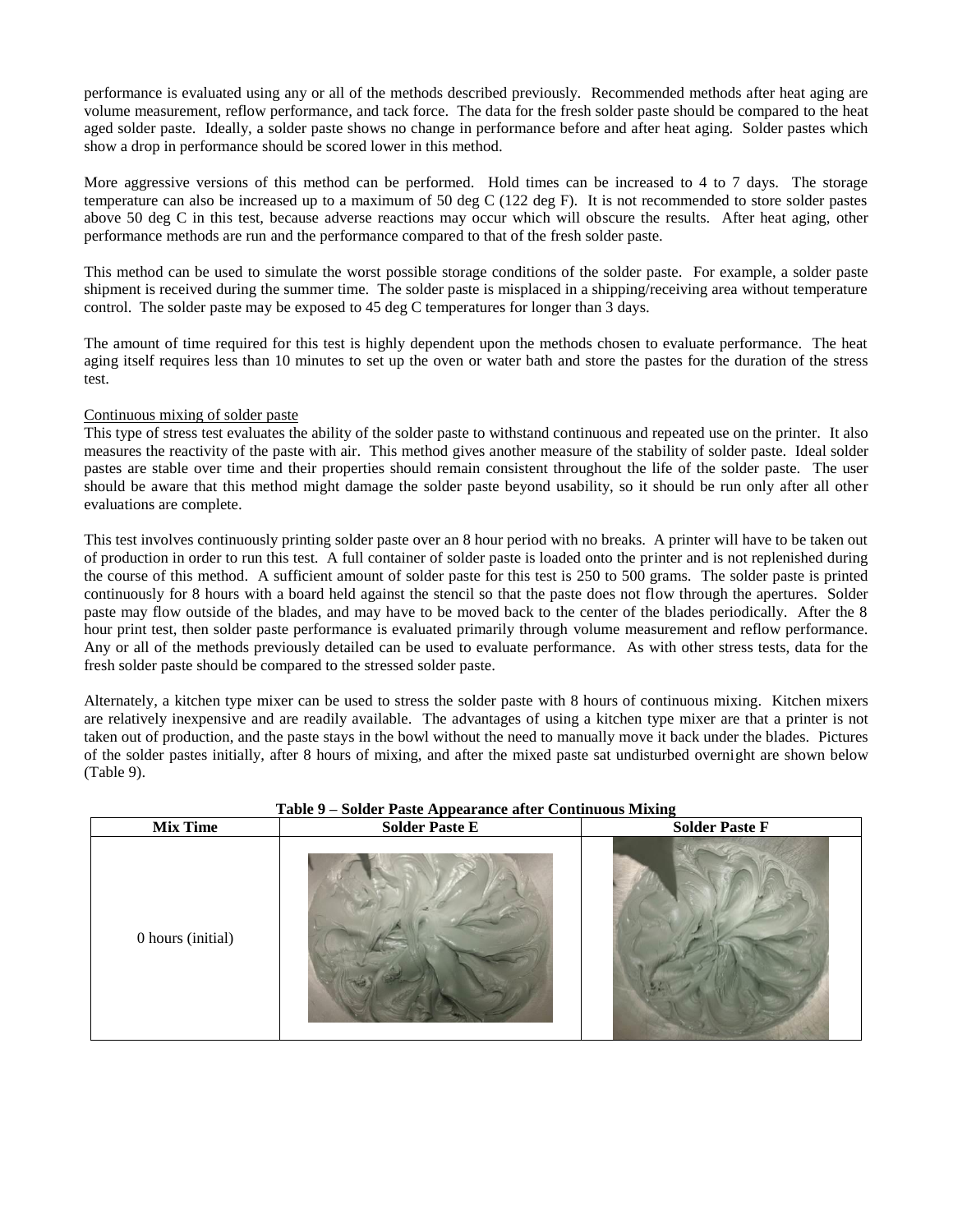performance is evaluated using any or all of the methods described previously. Recommended methods after heat aging are volume measurement, reflow performance, and tack force. The data for the fresh solder paste should be compared to the heat aged solder paste. Ideally, a solder paste shows no change in performance before and after heat aging. Solder pastes which show a drop in performance should be scored lower in this method.

More aggressive versions of this method can be performed. Hold times can be increased to 4 to 7 days. The storage temperature can also be increased up to a maximum of 50 deg C (122 deg F). It is not recommended to store solder pastes above 50 deg C in this test, because adverse reactions may occur which will obscure the results. After heat aging, other performance methods are run and the performance compared to that of the fresh solder paste.

This method can be used to simulate the worst possible storage conditions of the solder paste. For example, a solder paste shipment is received during the summer time. The solder paste is misplaced in a shipping/receiving area without temperature control. The solder paste may be exposed to 45 deg C temperatures for longer than 3 days.

The amount of time required for this test is highly dependent upon the methods chosen to evaluate performance. The heat aging itself requires less than 10 minutes to set up the oven or water bath and store the pastes for the duration of the stress test.

Continuous mixing of solder paste

This type of stress test evaluates the ability of the solder paste to withstand continuous and repeated use on the printer. It also measures the reactivity of the paste with air. This method gives another measure of the stability of solder paste. Ideal solder pastes are stable over time and their properties should remain consistent throughout the life of the solder paste. The user should be aware that this method might damage the solder paste beyond usability, so it should be run only after all other evaluations are complete.

This test involves continuously printing solder paste over an 8 hour period with no breaks. A printer will have to be taken out of production in order to run this test. A full container of solder paste is loaded onto the printer and is not replenished during the course of this method. A sufficient amount of solder paste for this test is 250 to 500 grams. The solder paste is printed continuously for 8 hours with a board held against the stencil so that the paste does not flow through the apertures. Solder paste may flow outside of the blades, and may have to be moved back to the center of the blades periodically. After the 8 hour print test, then solder paste performance is evaluated primarily through volume measurement and reflow performance. Any or all of the methods previously detailed can be used to evaluate performance. As with other stress tests, data for the fresh solder paste should be compared to the stressed solder paste.

Alternately, a kitchen type mixer can be used to stress the solder paste with 8 hours of continuous mixing. Kitchen mixers are relatively inexpensive and are readily available. The advantages of using a kitchen type mixer are that a printer is not taken out of production, and the paste stays in the bowl without the need to manually move it back under the blades. Pictures of the solder pastes initially, after 8 hours of mixing, and after the mixed paste sat undisturbed overnight are shown below (Table 9).

**Table 9 – Solder Paste Appearance after Continuous Mixing**

| Mix Time | Solder Paste E | Solder Paste F |
|---|---|---|
| 0 hours (initial) | | |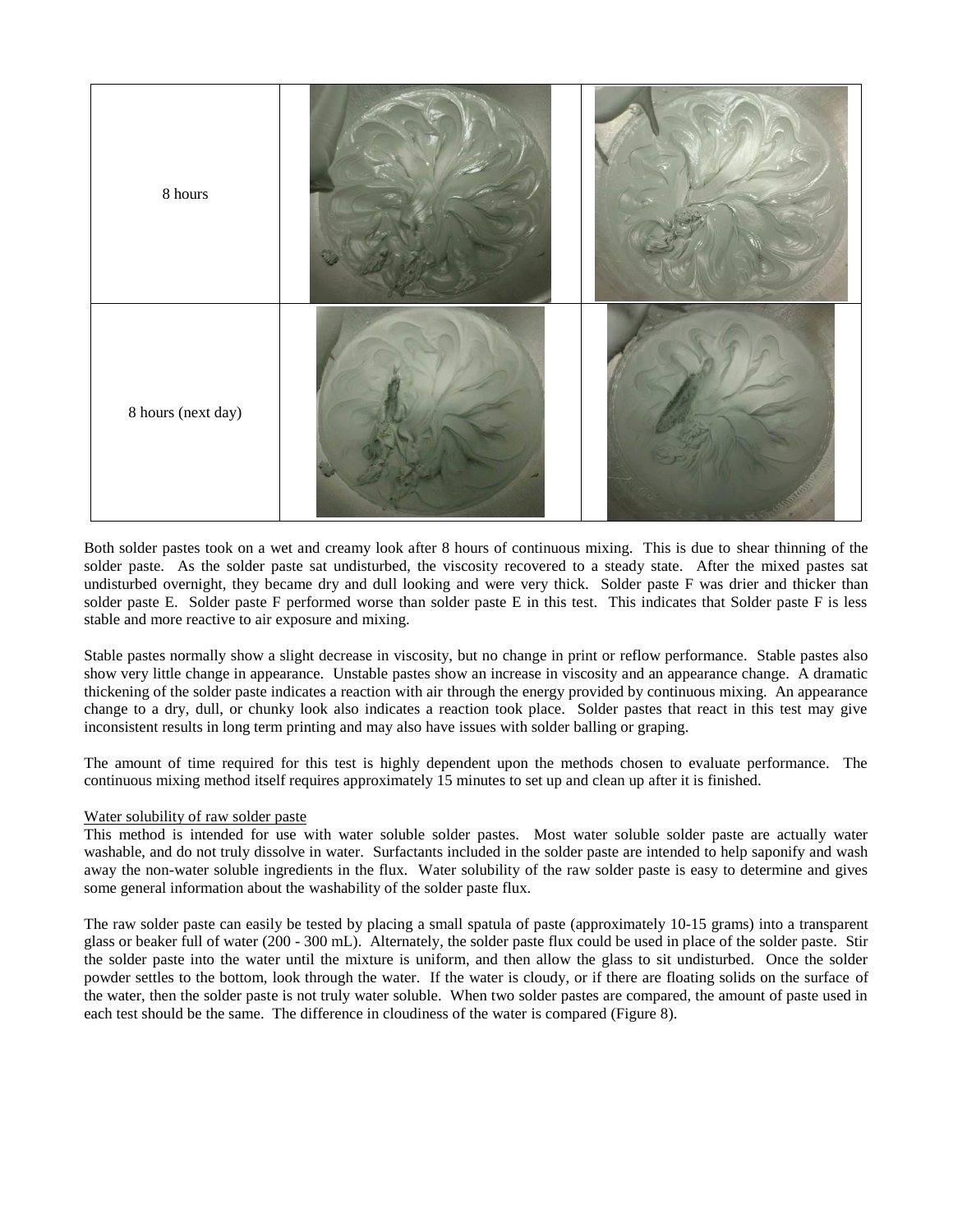| 8 hours | | |
|---|---|---|
| 8 hours (next day) | | |

Both solder pastes took on a wet and creamy look after 8 hours of continuous mixing. This is due to shear thinning of the solder paste. As the solder paste sat undisturbed, the viscosity recovered to a steady state. After the mixed pastes sat undisturbed overnight, they became dry and dull looking and were very thick. Solder paste F was drier and thicker than solder paste E. Solder paste F performed worse than solder paste E in this test. This indicates that Solder paste F is less stable and more reactive to air exposure and mixing.

Stable pastes normally show a slight decrease in viscosity, but no change in print or reflow performance. Stable pastes also show very little change in appearance. Unstable pastes show an increase in viscosity and an appearance change. A dramatic thickening of the solder paste indicates a reaction with air through the energy provided by continuous mixing. An appearance change to a dry, dull, or chunky look also indicates a reaction took place. Solder pastes that react in this test may give inconsistent results in long term printing and may also have issues with solder balling or graping.

The amount of time required for this test is highly dependent upon the methods chosen to evaluate performance. The continuous mixing method itself requires approximately 15 minutes to set up and clean up after it is finished.

Water solubility of raw solder paste

This method is intended for use with water soluble solder pastes. Most water soluble solder paste are actually water washable, and do not truly dissolve in water. Surfactants included in the solder paste are intended to help saponify and wash away the non-water soluble ingredients in the flux. Water solubility of the raw solder paste is easy to determine and gives some general information about the washability of the solder paste flux.

The raw solder paste can easily be tested by placing a small spatula of paste (approximately 10-15 grams) into a transparent glass or beaker full of water (200 - 300 mL). Alternately, the solder paste flux could be used in place of the solder paste. Stir the solder paste into the water until the mixture is uniform, and then allow the glass to sit undisturbed. Once the solder powder settles to the bottom, look through the water. If the water is cloudy, or if there are floating solids on the surface of the water, then the solder paste is not truly water soluble. When two solder pastes are compared, the amount of paste used in each test should be the same. The difference in cloudiness of the water is compared (Figure 8).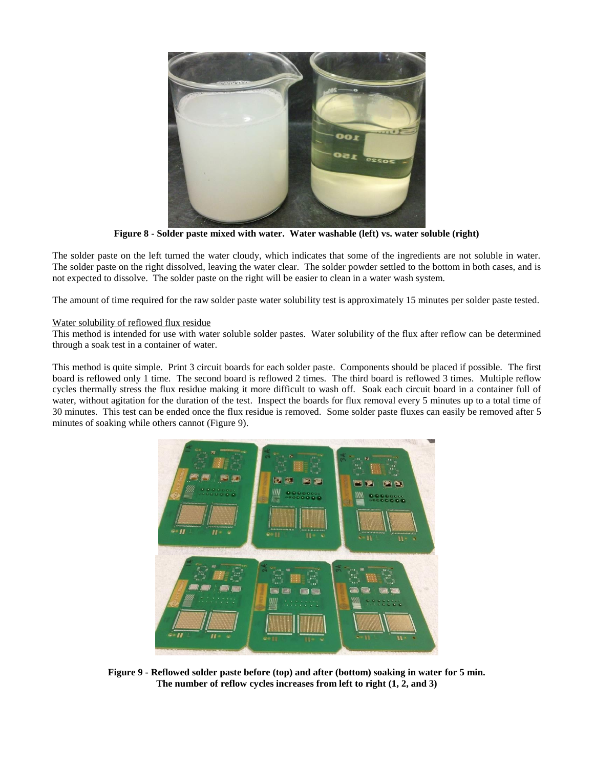**Figure 8 - Solder paste mixed with water. Water washable (left) vs. water soluble (right)**

The solder paste on the left turned the water cloudy, which indicates that some of the ingredients are not soluble in water. The solder paste on the right dissolved, leaving the water clear. The solder powder settled to the bottom in both cases, and is not expected to dissolve. The solder paste on the right will be easier to clean in a water wash system.

The amount of time required for the raw solder paste water solubility test is approximately 15 minutes per solder paste tested.

Water solubility of reflowed flux residue

This method is intended for use with water soluble solder pastes. Water solubility of the flux after reflow can be determined through a soak test in a container of water.

This method is quite simple. Print 3 circuit boards for each solder paste. Components should be placed if possible. The first board is reflowed only 1 time. The second board is reflowed 2 times. The third board is reflowed 3 times. Multiple reflow cycles thermally stress the flux residue making it more difficult to wash off. Soak each circuit board in a container full of water, without agitation for the duration of the test. Inspect the boards for flux removal every 5 minutes up to a total time of 30 minutes. This test can be ended once the flux residue is removed. Some solder paste fluxes can easily be removed after 5 minutes of soaking while others cannot (Figure 9).

**Figure 9 - Reflowed solder paste before (top) and after (bottom) soaking in water for 5 min. The number of reflow cycles increases from left to right (1, 2, and 3)**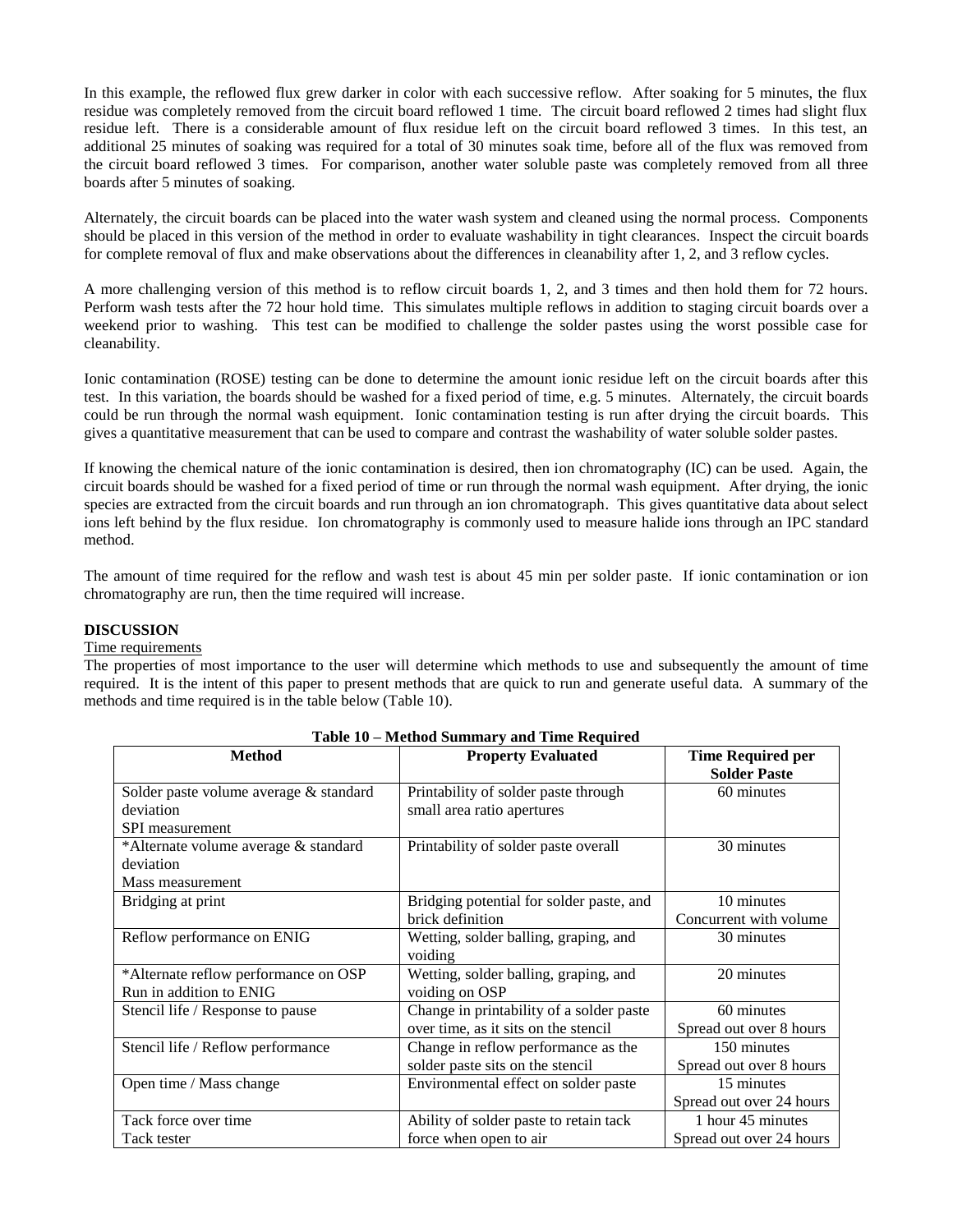In this example, the reflowed flux grew darker in color with each successive reflow. After soaking for 5 minutes, the flux residue was completely removed from the circuit board reflowed 1 time. The circuit board reflowed 2 times had slight flux residue left. There is a considerable amount of flux residue left on the circuit board reflowed 3 times. In this test, an additional 25 minutes of soaking was required for a total of 30 minutes soak time, before all of the flux was removed from the circuit board reflowed 3 times. For comparison, another water soluble paste was completely removed from all three boards after 5 minutes of soaking.

Alternately, the circuit boards can be placed into the water wash system and cleaned using the normal process. Components should be placed in this version of the method in order to evaluate washability in tight clearances. Inspect the circuit boards for complete removal of flux and make observations about the differences in cleanability after 1, 2, and 3 reflow cycles.

A more challenging version of this method is to reflow circuit boards 1, 2, and 3 times and then hold them for 72 hours. Perform wash tests after the 72 hour hold time. This simulates multiple reflows in addition to staging circuit boards over a weekend prior to washing. This test can be modified to challenge the solder pastes using the worst possible case for cleanability.

Ionic contamination (ROSE) testing can be done to determine the amount ionic residue left on the circuit boards after this test. In this variation, the boards should be washed for a fixed period of time, e.g. 5 minutes. Alternately, the circuit boards could be run through the normal wash equipment. Ionic contamination testing is run after drying the circuit boards. This gives a quantitative measurement that can be used to compare and contrast the washability of water soluble solder pastes.

If knowing the chemical nature of the ionic contamination is desired, then ion chromatography (IC) can be used. Again, the circuit boards should be washed for a fixed period of time or run through the normal wash equipment. After drying, the ionic species are extracted from the circuit boards and run through an ion chromatograph. This gives quantitative data about select ions left behind by the flux residue. Ion chromatography is commonly used to measure halide ions through an IPC standard method.

The amount of time required for the reflow and wash test is about 45 min per solder paste. If ionic contamination or ion chromatography are run, then the time required will increase.

**DISCUSSION**

Time requirements

The properties of most importance to the user will determine which methods to use and subsequently the amount of time required. It is the intent of this paper to present methods that are quick to run and generate useful data. A summary of the methods and time required is in the table below (Table 10).

**Table 10 – Method Summary and Time Required**

| Method | Property Evaluated | Time Required per Solder Paste |
|---|---|---|
| Solder paste volume average & standard deviation<br>SPI measurement | Printability of solder paste through small area ratio apertures | 60 minutes |
| *Alternate volume average & standard deviation<br>Mass measurement | Printability of solder paste overall | 30 minutes |
| Bridging at print | Bridging potential for solder paste, and brick definition | 10 minutes<br>Concurrent with volume |
| Reflow performance on ENIG | Wetting, solder balling, graping, and voiding | 30 minutes |
| *Alternate reflow performance on OSP<br>Run in addition to ENIG | Wetting, solder balling, graping, and voiding on OSP | 20 minutes |
| Stencil life / Response to pause | Change in printability of a solder paste over time, as it sits on the stencil | 60 minutes<br>Spread out over 8 hours |
| Stencil life / Reflow performance | Change in reflow performance as the solder paste sits on the stencil | 150 minutes<br>Spread out over 8 hours |
| Open time / Mass change | Environmental effect on solder paste | 15 minutes<br>Spread out over 24 hours |
| Tack force over time<br>Tack tester | Ability of solder paste to retain tack force when open to air | 1 hour 45 minutes<br>Spread out over 24 hours |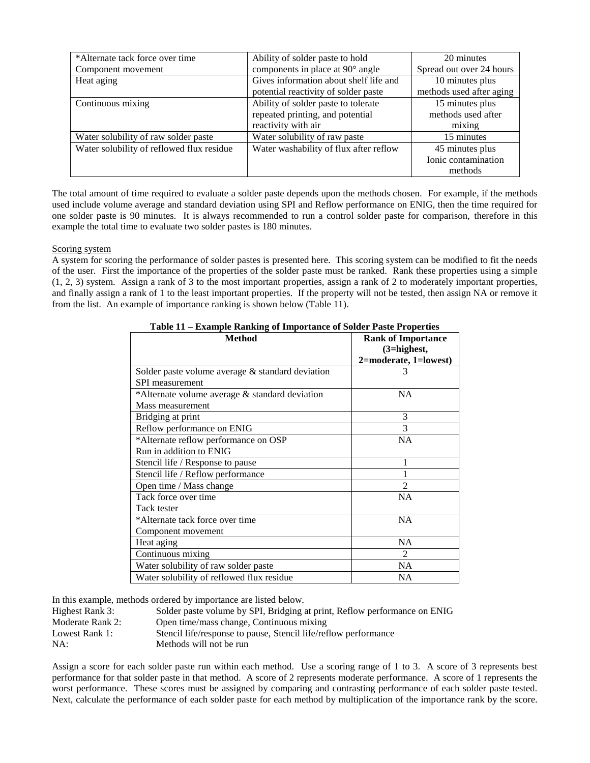| *Alternate tack force over time Component movement | Ability of solder paste to hold components in place at 90° angle | 20 minutes Spread out over 24 hours |
|---|---|---|
| Heat aging | Gives information about shelf life and potential reactivity of solder paste | 10 minutes plus methods used after aging |
| Continuous mixing | Ability of solder paste to tolerate repeated printing, and potential reactivity with air | 15 minutes plus methods used after mixing |
| Water solubility of raw solder paste | Water solubility of raw paste | 15 minutes |
| Water solubility of reflowed flux residue | Water washability of flux after reflow | 45 minutes plus Ionic contamination methods |

The total amount of time required to evaluate a solder paste depends upon the methods chosen. For example, if the methods used include volume average and standard deviation using SPI and Reflow performance on ENIG, then the time required for one solder paste is 90 minutes. It is always recommended to run a control solder paste for comparison, therefore in this example the total time to evaluate two solder pastes is 180 minutes.

Scoring system

A system for scoring the performance of solder pastes is presented here. This scoring system can be modified to fit the needs of the user. First the importance of the properties of the solder paste must be ranked. Rank these properties using a simple (1, 2, 3) system. Assign a rank of 3 to the most important properties, assign a rank of 2 to moderately important properties, and finally assign a rank of 1 to the least important properties. If the property will not be tested, then assign NA or remove it from the list. An example of importance ranking is shown below (Table 11).

**Table 11 – Example Ranking of Importance of Solder Paste Properties**

| Method | Rank of Importance (3=highest, 2=moderate, 1=lowest) |
|---|---|
| Solder paste volume average & standard deviation SPI measurement | 3 |
| *Alternate volume average & standard deviation Mass measurement | NA |
| Bridging at print | 3 |
| Reflow performance on ENIG | 3 |
| *Alternate reflow performance on OSP Run in addition to ENIG | NA |
| Stencil life / Response to pause | 1 |
| Stencil life / Reflow performance | 1 |
| Open time / Mass change | 2 |
| Tack force over time Tack tester | NA |
| *Alternate tack force over time Component movement | NA |
| Heat aging | NA |
| Continuous mixing | 2 |
| Water solubility of raw solder paste | NA |
| Water solubility of reflowed flux residue | NA |

In this example, methods ordered by importance are listed below.

Highest Rank 3: Solder paste volume by SPI, Bridging at print, Reflow performance on ENIG
Moderate Rank 2: Open time/mass change, Continuous mixing
Lowest Rank 1: Stencil life/response to pause, Stencil life/reflow performance
NA: Methods will not be run

Assign a score for each solder paste run within each method. Use a scoring range of 1 to 3. A score of 3 represents best performance for that solder paste in that method. A score of 2 represents moderate performance. A score of 1 represents the worst performance. These scores must be assigned by comparing and contrasting performance of each solder paste tested. Next, calculate the performance of each solder paste for each method by multiplication of the importance rank by the score.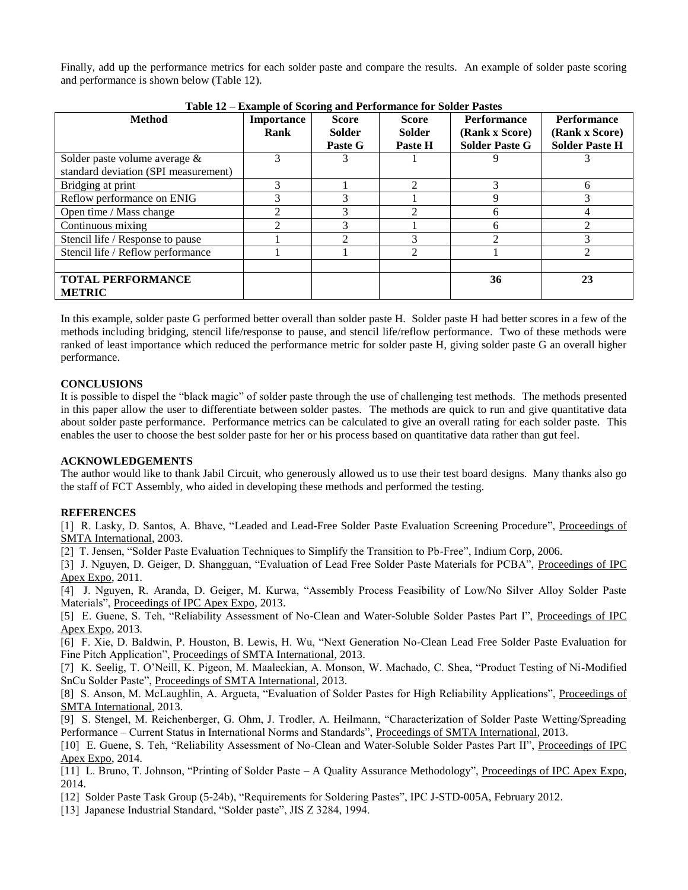Finally, add up the performance metrics for each solder paste and compare the results. An example of solder paste scoring and performance is shown below (Table 12).

**Table 12 – Example of Scoring and Performance for Solder Pastes**

| Method | Importance Rank | Score Solder Paste G | Score Solder Paste H | Performance (Rank x Score) Solder Paste G | Performance (Rank x Score) Solder Paste H |
|---|---|---|---|---|---|
| Solder paste volume average & standard deviation (SPI measurement) | 3 | 3 | 1 | 9 | 3 |
| Bridging at print | 3 | 1 | 2 | 3 | 6 |
| Reflow performance on ENIG | 3 | 3 | 1 | 9 | 3 |
| Open time / Mass change | 2 | 3 | 2 | 6 | 4 |
| Continuous mixing | 2 | 3 | 1 | 6 | 2 |
| Stencil life / Response to pause | 1 | 2 | 3 | 2 | 3 |
| Stencil life / Reflow performance | 1 | 1 | 2 | 1 | 2 |
| | | | | | |
| **TOTAL PERFORMANCE METRIC** | | | | **36** | **23** |

In this example, solder paste G performed better overall than solder paste H. Solder paste H had better scores in a few of the methods including bridging, stencil life/response to pause, and stencil life/reflow performance. Two of these methods were ranked of least importance which reduced the performance metric for solder paste H, giving solder paste G an overall higher performance.

## CONCLUSIONS

It is possible to dispel the "black magic" of solder paste through the use of challenging test methods. The methods presented in this paper allow the user to differentiate between solder pastes. The methods are quick to run and give quantitative data about solder paste performance. Performance metrics can be calculated to give an overall rating for each solder paste. This enables the user to choose the best solder paste for her or his process based on quantitative data rather than gut feel.

## ACKNOWLEDGEMENTS

The author would like to thank Jabil Circuit, who generously allowed us to use their test board designs. Many thanks also go the staff of FCT Assembly, who aided in developing these methods and performed the testing.

## REFERENCES

[1] R. Lasky, D. Santos, A. Bhave, "Leaded and Lead-Free Solder Paste Evaluation Screening Procedure", Proceedings of SMTA International, 2003.

[2] T. Jensen, "Solder Paste Evaluation Techniques to Simplify the Transition to Pb-Free", Indium Corp, 2006.

[3] J. Nguyen, D. Geiger, D. Shangguan, "Evaluation of Lead Free Solder Paste Materials for PCBA", Proceedings of IPC Apex Expo, 2011.

[4] J. Nguyen, R. Aranda, D. Geiger, M. Kurwa, "Assembly Process Feasibility of Low/No Silver Alloy Solder Paste Materials", Proceedings of IPC Apex Expo, 2013.

[5] E. Guene, S. Teh, "Reliability Assessment of No-Clean and Water-Soluble Solder Pastes Part I", Proceedings of IPC Apex Expo, 2013.

[6] F. Xie, D. Baldwin, P. Houston, B. Lewis, H. Wu, "Next Generation No-Clean Lead Free Solder Paste Evaluation for Fine Pitch Application", Proceedings of SMTA International, 2013.

[7] K. Seelig, T. O'Neill, K. Pigeon, M. Maaleckian, A. Monson, W. Machado, C. Shea, "Product Testing of Ni-Modified SnCu Solder Paste", Proceedings of SMTA International, 2013.

[8] S. Anson, M. McLaughlin, A. Argueta, "Evaluation of Solder Pastes for High Reliability Applications", Proceedings of SMTA International, 2013.

[9] S. Stengel, M. Reichenberger, G. Ohm, J. Trodler, A. Heilmann, "Characterization of Solder Paste Wetting/Spreading Performance – Current Status in International Norms and Standards", Proceedings of SMTA International, 2013.

[10] E. Guene, S. Teh, "Reliability Assessment of No-Clean and Water-Soluble Solder Pastes Part II", Proceedings of IPC Apex Expo, 2014.

[11] L. Bruno, T. Johnson, "Printing of Solder Paste – A Quality Assurance Methodology", Proceedings of IPC Apex Expo, 2014.

[12] Solder Paste Task Group (5-24b), "Requirements for Soldering Pastes", IPC J-STD-005A, February 2012.

[13] Japanese Industrial Standard, "Solder paste", JIS Z 3284, 1994.